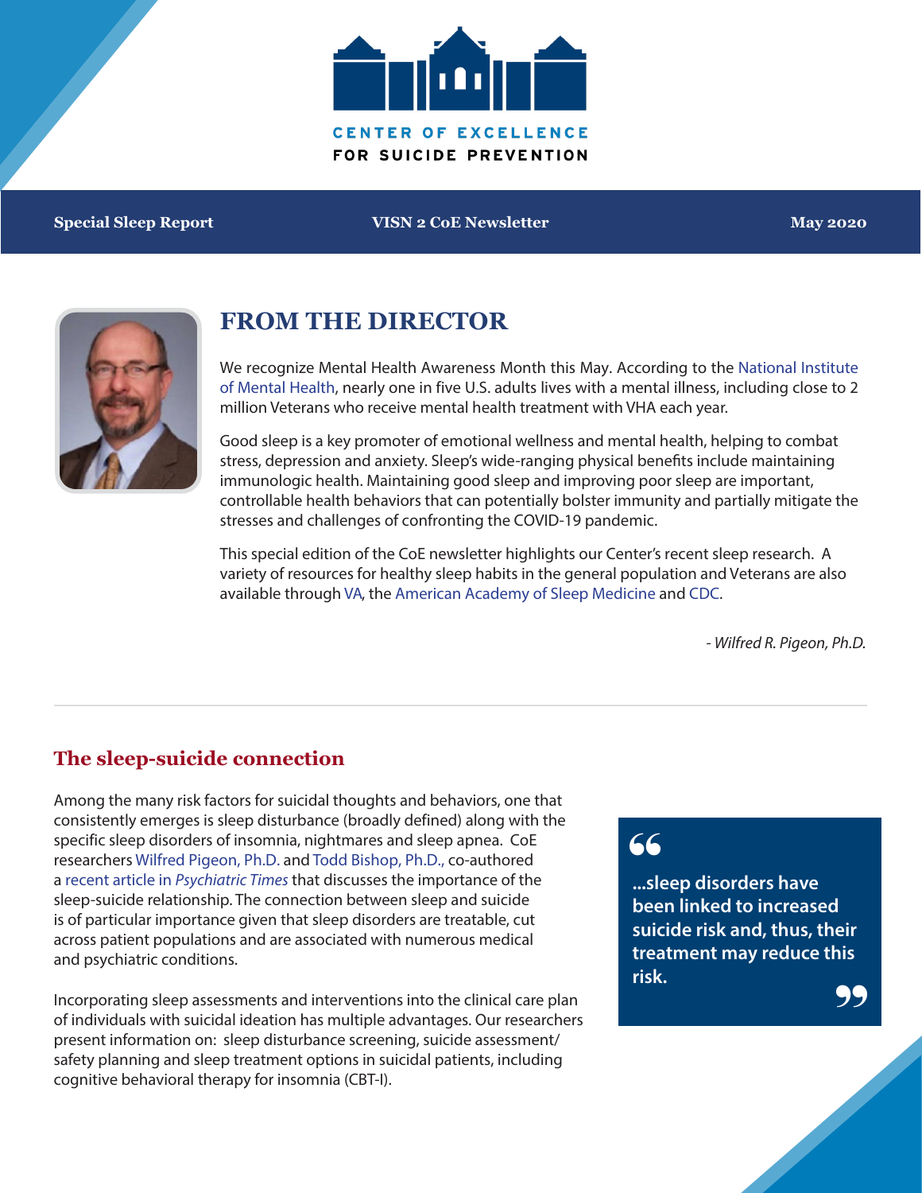CENTER OF EXCELLENCE
FOR SUICIDE PREVENTION

**Special Sleep Report** | **VISN 2 CoE Newsletter** | **May 2020**

# FROM THE DIRECTOR

We recognize Mental Health Awareness Month this May. According to the National Institute of Mental Health, nearly one in five U.S. adults lives with a mental illness, including close to 2 million Veterans who receive mental health treatment with VHA each year.

Good sleep is a key promoter of emotional wellness and mental health, helping to combat stress, depression and anxiety. Sleep's wide-ranging physical benefits include maintaining immunologic health. Maintaining good sleep and improving poor sleep are important, controllable health behaviors that can potentially bolster immunity and partially mitigate the stresses and challenges of confronting the COVID-19 pandemic.

This special edition of the CoE newsletter highlights our Center's recent sleep research. A variety of resources for healthy sleep habits in the general population and Veterans are also available through VA, the American Academy of Sleep Medicine and CDC.

*- Wilfred R. Pigeon, Ph.D.*

---

## The sleep-suicide connection

Among the many risk factors for suicidal thoughts and behaviors, one that consistently emerges is sleep disturbance (broadly defined) along with the specific sleep disorders of insomnia, nightmares and sleep apnea. CoE researchers Wilfred Pigeon, Ph.D. and Todd Bishop, Ph.D., co-authored a recent article in *Psychiatric Times* that discusses the importance of the sleep-suicide relationship. The connection between sleep and suicide is of particular importance given that sleep disorders are treatable, cut across patient populations and are associated with numerous medical and psychiatric conditions.

> **...sleep disorders have been linked to increased suicide risk and, thus, their treatment may reduce this risk.**

Incorporating sleep assessments and interventions into the clinical care plan of individuals with suicidal ideation has multiple advantages. Our researchers present information on: sleep disturbance screening, suicide assessment/safety planning and sleep treatment options in suicidal patients, including cognitive behavioral therapy for insomnia (CBT-I).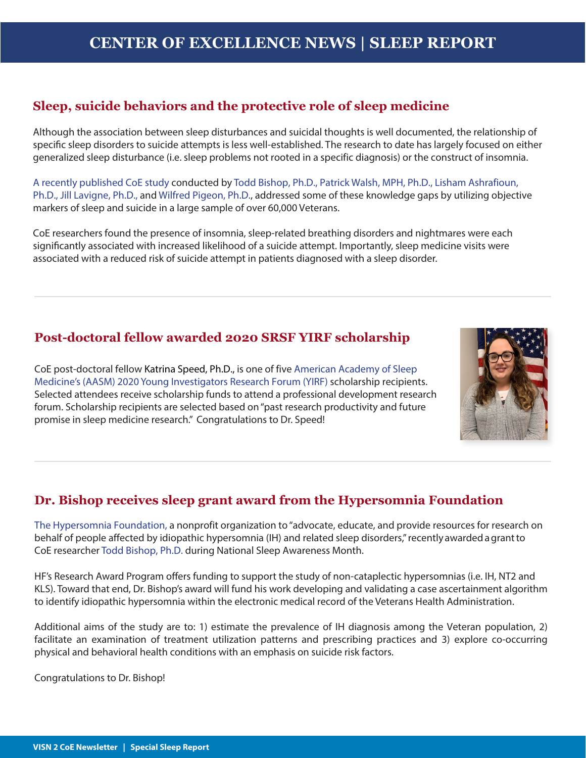# CENTER OF EXCELLENCE NEWS | SLEEP REPORT

## Sleep, suicide behaviors and the protective role of sleep medicine

Although the association between sleep disturbances and suicidal thoughts is well documented, the relationship of specific sleep disorders to suicide attempts is less well-established. The research to date has largely focused on either generalized sleep disturbance (i.e. sleep problems not rooted in a specific diagnosis) or the construct of insomnia.

A recently published CoE study conducted by Todd Bishop, Ph.D., Patrick Walsh, MPH, Ph.D., Lisham Ashrafioun, Ph.D., Jill Lavigne, Ph.D., and Wilfred Pigeon, Ph.D., addressed some of these knowledge gaps by utilizing objective markers of sleep and suicide in a large sample of over 60,000 Veterans.

CoE researchers found the presence of insomnia, sleep-related breathing disorders and nightmares were each significantly associated with increased likelihood of a suicide attempt. Importantly, sleep medicine visits were associated with a reduced risk of suicide attempt in patients diagnosed with a sleep disorder.

---

## Post-doctoral fellow awarded 2020 SRSF YIRF scholarship

CoE post-doctoral fellow Katrina Speed, Ph.D., is one of five American Academy of Sleep Medicine's (AASM) 2020 Young Investigators Research Forum (YIRF) scholarship recipients. Selected attendees receive scholarship funds to attend a professional development research forum. Scholarship recipients are selected based on "past research productivity and future promise in sleep medicine research." Congratulations to Dr. Speed!

---

## Dr. Bishop receives sleep grant award from the Hypersomnia Foundation

The Hypersomnia Foundation, a nonprofit organization to "advocate, educate, and provide resources for research on behalf of people affected by idiopathic hypersomnia (IH) and related sleep disorders," recently awarded a grant to CoE researcher Todd Bishop, Ph.D. during National Sleep Awareness Month.

HF's Research Award Program offers funding to support the study of non-cataplectic hypersomnias (i.e. IH, NT2 and KLS). Toward that end, Dr. Bishop's award will fund his work developing and validating a case ascertainment algorithm to identify idiopathic hypersomnia within the electronic medical record of the Veterans Health Administration.

Additional aims of the study are to: 1) estimate the prevalence of IH diagnosis among the Veteran population, 2) facilitate an examination of treatment utilization patterns and prescribing practices and 3) explore co-occurring physical and behavioral health conditions with an emphasis on suicide risk factors.

Congratulations to Dr. Bishop!